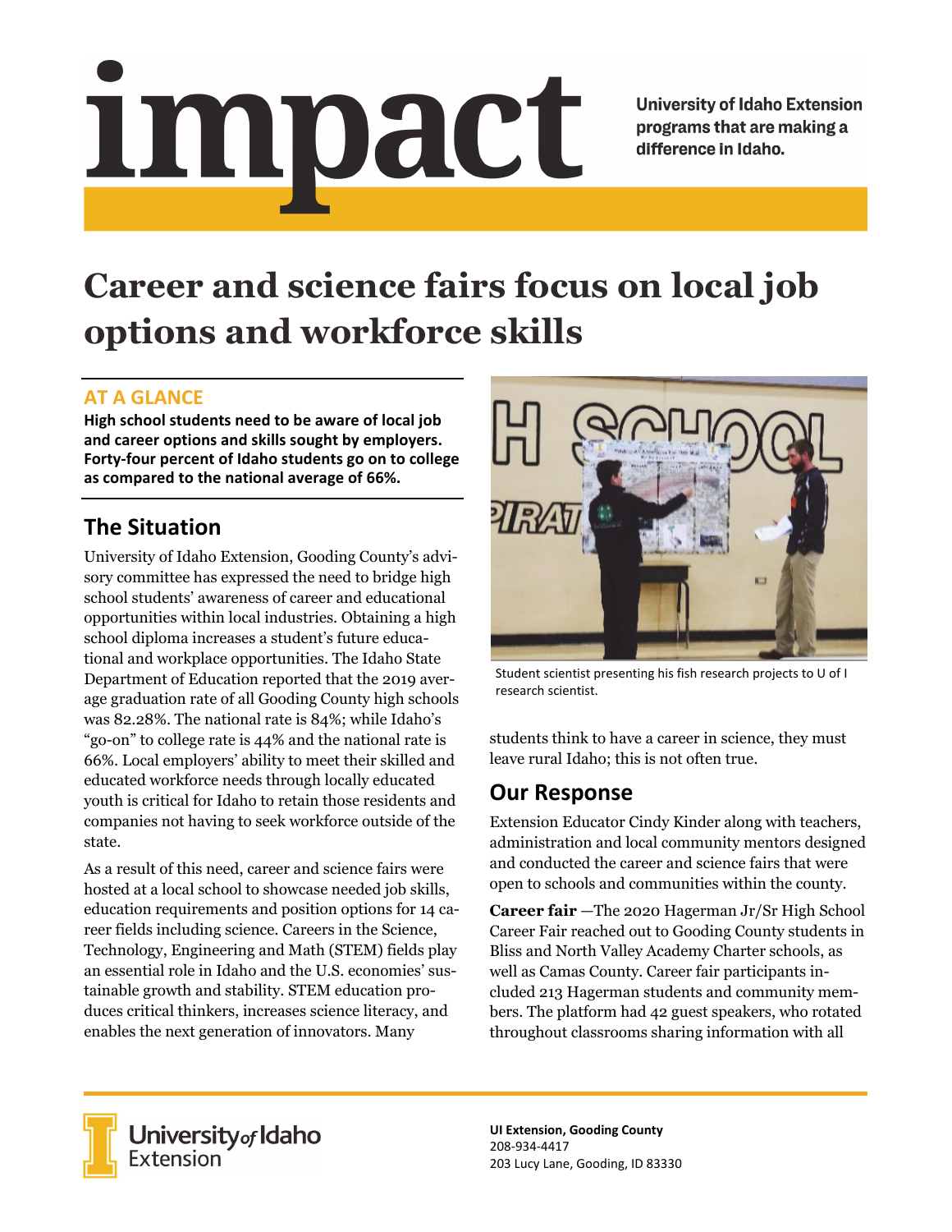# impact

University of Idaho Extension programs that are making a difference in Idaho.

# Career and science fairs focus on local job options and workforce skills

## AT A GLANCE

**High school students need to be aware of local job and career options and skills sought by employers. Forty-four percent of Idaho students go on to college as compared to the national average of 66%.**

## The Situation

University of Idaho Extension, Gooding County's advisory committee has expressed the need to bridge high school students' awareness of career and educational opportunities within local industries. Obtaining a high school diploma increases a student's future educational and workplace opportunities. The Idaho State Department of Education reported that the 2019 average graduation rate of all Gooding County high schools was 82.28%. The national rate is 84%; while Idaho's "go-on" to college rate is 44% and the national rate is 66%. Local employers' ability to meet their skilled and educated workforce needs through locally educated youth is critical for Idaho to retain those residents and companies not having to seek workforce outside of the state.

As a result of this need, career and science fairs were hosted at a local school to showcase needed job skills, education requirements and position options for 14 career fields including science. Careers in the Science, Technology, Engineering and Math (STEM) fields play an essential role in Idaho and the U.S. economies' sustainable growth and stability. STEM education produces critical thinkers, increases science literacy, and enables the next generation of innovators. Many students think to have a career in science, they must leave rural Idaho; this is not often true.

Student scientist presenting his fish research projects to U of I research scientist.

## Our Response

Extension Educator Cindy Kinder along with teachers, administration and local community mentors designed and conducted the career and science fairs that were open to schools and communities within the county.

**Career fair** —The 2020 Hagerman Jr/Sr High School Career Fair reached out to Gooding County students in Bliss and North Valley Academy Charter schools, as well as Camas County. Career fair participants included 213 Hagerman students and community members. The platform had 42 guest speakers, who rotated throughout classrooms sharing information with all

University of Idaho Extension

**UI Extension, Gooding County**
208-934-4417
203 Lucy Lane, Gooding, ID 83330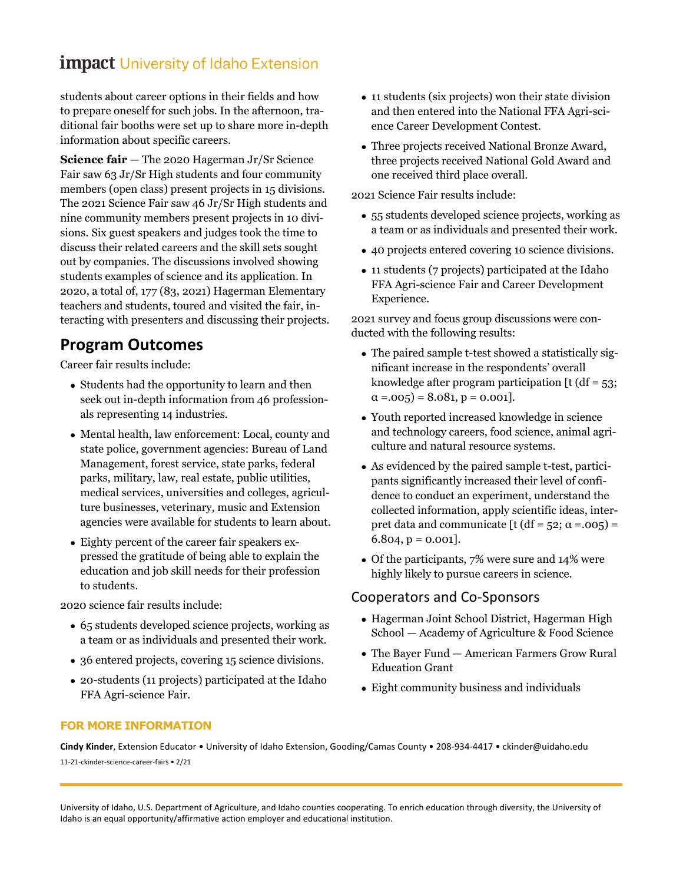students about career options in their fields and how to prepare oneself for such jobs. In the afternoon, traditional fair booths were set up to share more in-depth information about specific careers.

**Science fair** — The 2020 Hagerman Jr/Sr Science Fair saw 63 Jr/Sr High students and four community members (open class) present projects in 15 divisions. The 2021 Science Fair saw 46 Jr/Sr High students and nine community members present projects in 10 divisions. Six guest speakers and judges took the time to discuss their related careers and the skill sets sought out by companies. The discussions involved showing students examples of science and its application. In 2020, a total of, 177 (83, 2021) Hagerman Elementary teachers and students, toured and visited the fair, interacting with presenters and discussing their projects.

## Program Outcomes

Career fair results include:

- Students had the opportunity to learn and then seek out in-depth information from 46 professionals representing 14 industries.
- Mental health, law enforcement: Local, county and state police, government agencies: Bureau of Land Management, forest service, state parks, federal parks, military, law, real estate, public utilities, medical services, universities and colleges, agriculture businesses, veterinary, music and Extension agencies were available for students to learn about.
- Eighty percent of the career fair speakers expressed the gratitude of being able to explain the education and job skill needs for their profession to students.

2020 science fair results include:

- 65 students developed science projects, working as a team or as individuals and presented their work.
- 36 entered projects, covering 15 science divisions.
- 20-students (11 projects) participated at the Idaho FFA Agri-science Fair.
- 11 students (six projects) won their state division and then entered into the National FFA Agri-science Career Development Contest.
- Three projects received National Bronze Award, three projects received National Gold Award and one received third place overall.

2021 Science Fair results include:

- 55 students developed science projects, working as a team or as individuals and presented their work.
- 40 projects entered covering 10 science divisions.
- 11 students (7 projects) participated at the Idaho FFA Agri-science Fair and Career Development Experience.

2021 survey and focus group discussions were conducted with the following results:

- The paired sample t-test showed a statistically significant increase in the respondents' overall knowledge after program participation [$t$ (df = 53; $\alpha$ =.005) = 8.081, $p$ = 0.001].
- Youth reported increased knowledge in science and technology careers, food science, animal agriculture and natural resource systems.
- As evidenced by the paired sample t-test, participants significantly increased their level of confidence to conduct an experiment, understand the collected information, apply scientific ideas, interpret data and communicate [$t$ (df = 52; $\alpha$ =.005) = 6.804, $p$ = 0.001].
- Of the participants, 7% were sure and 14% were highly likely to pursue careers in science.

### Cooperators and Co-Sponsors

- Hagerman Joint School District, Hagerman High School — Academy of Agriculture & Food Science
- The Bayer Fund — American Farmers Grow Rural Education Grant
- Eight community business and individuals

**FOR MORE INFORMATION**

**Cindy Kinder**, Extension Educator • University of Idaho Extension, Gooding/Camas County • 208-934-4417 • ckinder@uidaho.edu

11-21-ckinder-science-career-fairs • 2/21

University of Idaho, U.S. Department of Agriculture, and Idaho counties cooperating. To enrich education through diversity, the University of Idaho is an equal opportunity/affirmative action employer and educational institution.